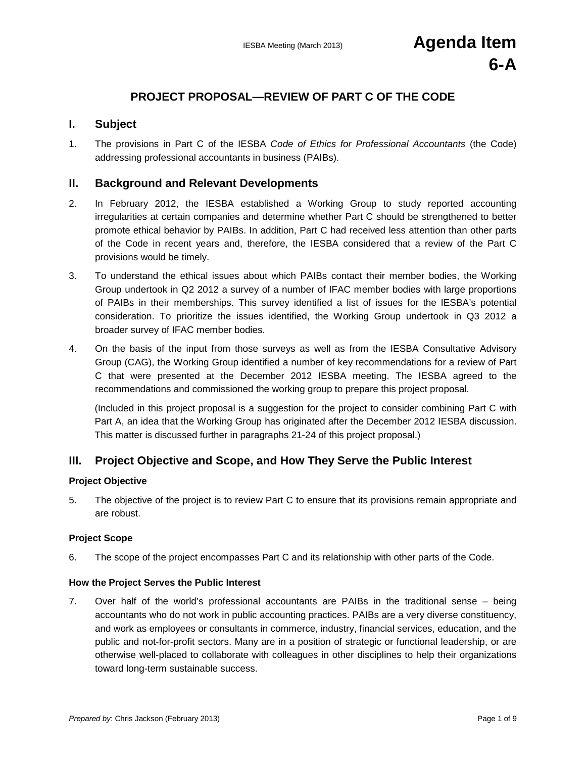IESBA Meeting (March 2013)

**Agenda Item 6-A**

# PROJECT PROPOSAL—REVIEW OF PART C OF THE CODE

## I. Subject

1. The provisions in Part C of the IESBA *Code of Ethics for Professional Accountants* (the Code) addressing professional accountants in business (PAIBs).

## II. Background and Relevant Developments

2. In February 2012, the IESBA established a Working Group to study reported accounting irregularities at certain companies and determine whether Part C should be strengthened to better promote ethical behavior by PAIBs. In addition, Part C had received less attention than other parts of the Code in recent years and, therefore, the IESBA considered that a review of the Part C provisions would be timely.

3. To understand the ethical issues about which PAIBs contact their member bodies, the Working Group undertook in Q2 2012 a survey of a number of IFAC member bodies with large proportions of PAIBs in their memberships. This survey identified a list of issues for the IESBA's potential consideration. To prioritize the issues identified, the Working Group undertook in Q3 2012 a broader survey of IFAC member bodies.

4. On the basis of the input from those surveys as well as from the IESBA Consultative Advisory Group (CAG), the Working Group identified a number of key recommendations for a review of Part C that were presented at the December 2012 IESBA meeting. The IESBA agreed to the recommendations and commissioned the working group to prepare this project proposal.

   (Included in this project proposal is a suggestion for the project to consider combining Part C with Part A, an idea that the Working Group has originated after the December 2012 IESBA discussion. This matter is discussed further in paragraphs 21-24 of this project proposal.)

## III. Project Objective and Scope, and How They Serve the Public Interest

### Project Objective

5. The objective of the project is to review Part C to ensure that its provisions remain appropriate and are robust.

### Project Scope

6. The scope of the project encompasses Part C and its relationship with other parts of the Code.

### How the Project Serves the Public Interest

7. Over half of the world's professional accountants are PAIBs in the traditional sense – being accountants who do not work in public accounting practices. PAIBs are a very diverse constituency, and work as employees or consultants in commerce, industry, financial services, education, and the public and not-for-profit sectors. Many are in a position of strategic or functional leadership, or are otherwise well-placed to collaborate with colleagues in other disciplines to help their organizations toward long-term sustainable success.

*Prepared by*: Chris Jackson (February 2013)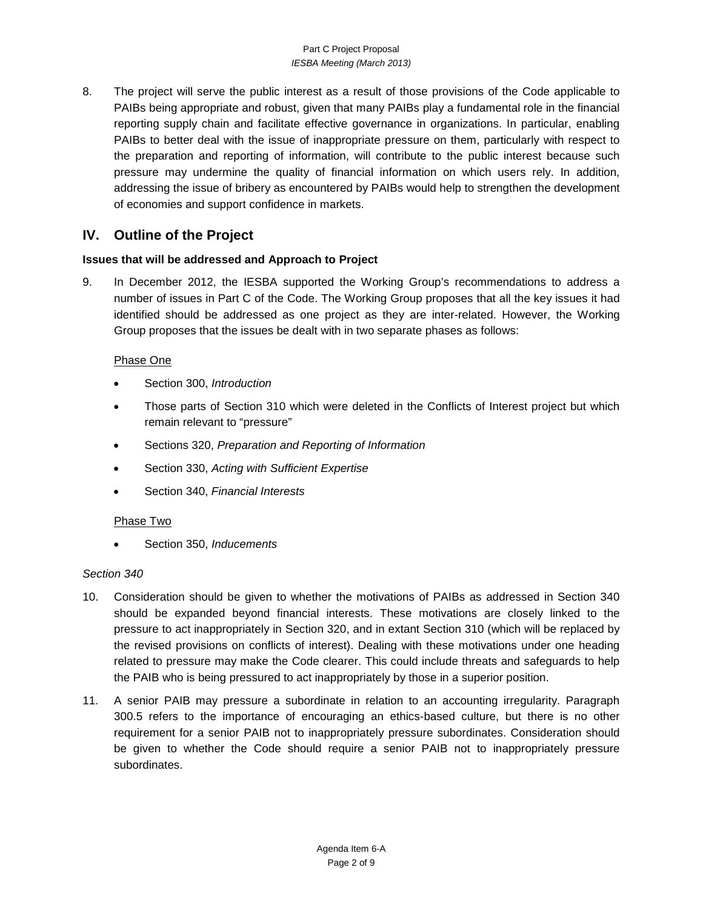8. The project will serve the public interest as a result of those provisions of the Code applicable to PAIBs being appropriate and robust, given that many PAIBs play a fundamental role in the financial reporting supply chain and facilitate effective governance in organizations. In particular, enabling PAIBs to better deal with the issue of inappropriate pressure on them, particularly with respect to the preparation and reporting of information, will contribute to the public interest because such pressure may undermine the quality of financial information on which users rely. In addition, addressing the issue of bribery as encountered by PAIBs would help to strengthen the development of economies and support confidence in markets.

## IV. Outline of the Project

### Issues that will be addressed and Approach to Project

9. In December 2012, the IESBA supported the Working Group's recommendations to address a number of issues in Part C of the Code. The Working Group proposes that all the key issues it had identified should be addressed as one project as they are inter-related. However, the Working Group proposes that the issues be dealt with in two separate phases as follows:

   Phase One

   - Section 300, *Introduction*
   - Those parts of Section 310 which were deleted in the Conflicts of Interest project but which remain relevant to "pressure"
   - Sections 320, *Preparation and Reporting of Information*
   - Section 330, *Acting with Sufficient Expertise*
   - Section 340, *Financial Interests*

   Phase Two

   - Section 350, *Inducements*

*Section 340*

10. Consideration should be given to whether the motivations of PAIBs as addressed in Section 340 should be expanded beyond financial interests. These motivations are closely linked to the pressure to act inappropriately in Section 320, and in extant Section 310 (which will be replaced by the revised provisions on conflicts of interest). Dealing with these motivations under one heading related to pressure may make the Code clearer. This could include threats and safeguards to help the PAIB who is being pressured to act inappropriately by those in a superior position.

11. A senior PAIB may pressure a subordinate in relation to an accounting irregularity. Paragraph 300.5 refers to the importance of encouraging an ethics-based culture, but there is no other requirement for a senior PAIB not to inappropriately pressure subordinates. Consideration should be given to whether the Code should require a senior PAIB not to inappropriately pressure subordinates.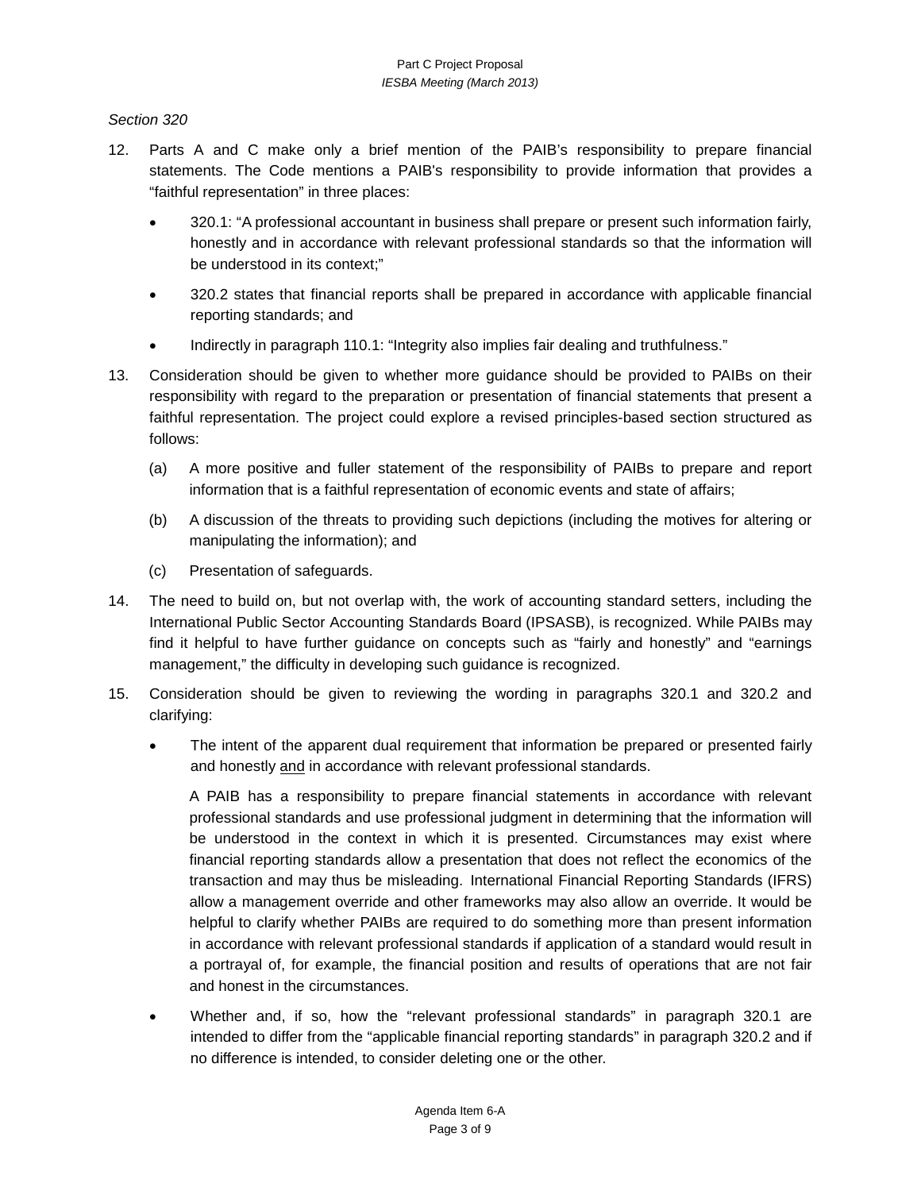*Section 320*

12. Parts A and C make only a brief mention of the PAIB's responsibility to prepare financial statements. The Code mentions a PAIB's responsibility to provide information that provides a "faithful representation" in three places:

    - 320.1: "A professional accountant in business shall prepare or present such information fairly, honestly and in accordance with relevant professional standards so that the information will be understood in its context;"
    - 320.2 states that financial reports shall be prepared in accordance with applicable financial reporting standards; and
    - Indirectly in paragraph 110.1: "Integrity also implies fair dealing and truthfulness."

13. Consideration should be given to whether more guidance should be provided to PAIBs on their responsibility with regard to the preparation or presentation of financial statements that present a faithful representation. The project could explore a revised principles-based section structured as follows:

    (a) A more positive and fuller statement of the responsibility of PAIBs to prepare and report information that is a faithful representation of economic events and state of affairs;

    (b) A discussion of the threats to providing such depictions (including the motives for altering or manipulating the information); and

    (c) Presentation of safeguards.

14. The need to build on, but not overlap with, the work of accounting standard setters, including the International Public Sector Accounting Standards Board (IPSASB), is recognized. While PAIBs may find it helpful to have further guidance on concepts such as "fairly and honestly" and "earnings management," the difficulty in developing such guidance is recognized.

15. Consideration should be given to reviewing the wording in paragraphs 320.1 and 320.2 and clarifying:

    - The intent of the apparent dual requirement that information be prepared or presented fairly and honestly <u>and</u> in accordance with relevant professional standards.

      A PAIB has a responsibility to prepare financial statements in accordance with relevant professional standards and use professional judgment in determining that the information will be understood in the context in which it is presented. Circumstances may exist where financial reporting standards allow a presentation that does not reflect the economics of the transaction and may thus be misleading. International Financial Reporting Standards (IFRS) allow a management override and other frameworks may also allow an override. It would be helpful to clarify whether PAIBs are required to do something more than present information in accordance with relevant professional standards if application of a standard would result in a portrayal of, for example, the financial position and results of operations that are not fair and honest in the circumstances.

    - Whether and, if so, how the "relevant professional standards" in paragraph 320.1 are intended to differ from the "applicable financial reporting standards" in paragraph 320.2 and if no difference is intended, to consider deleting one or the other.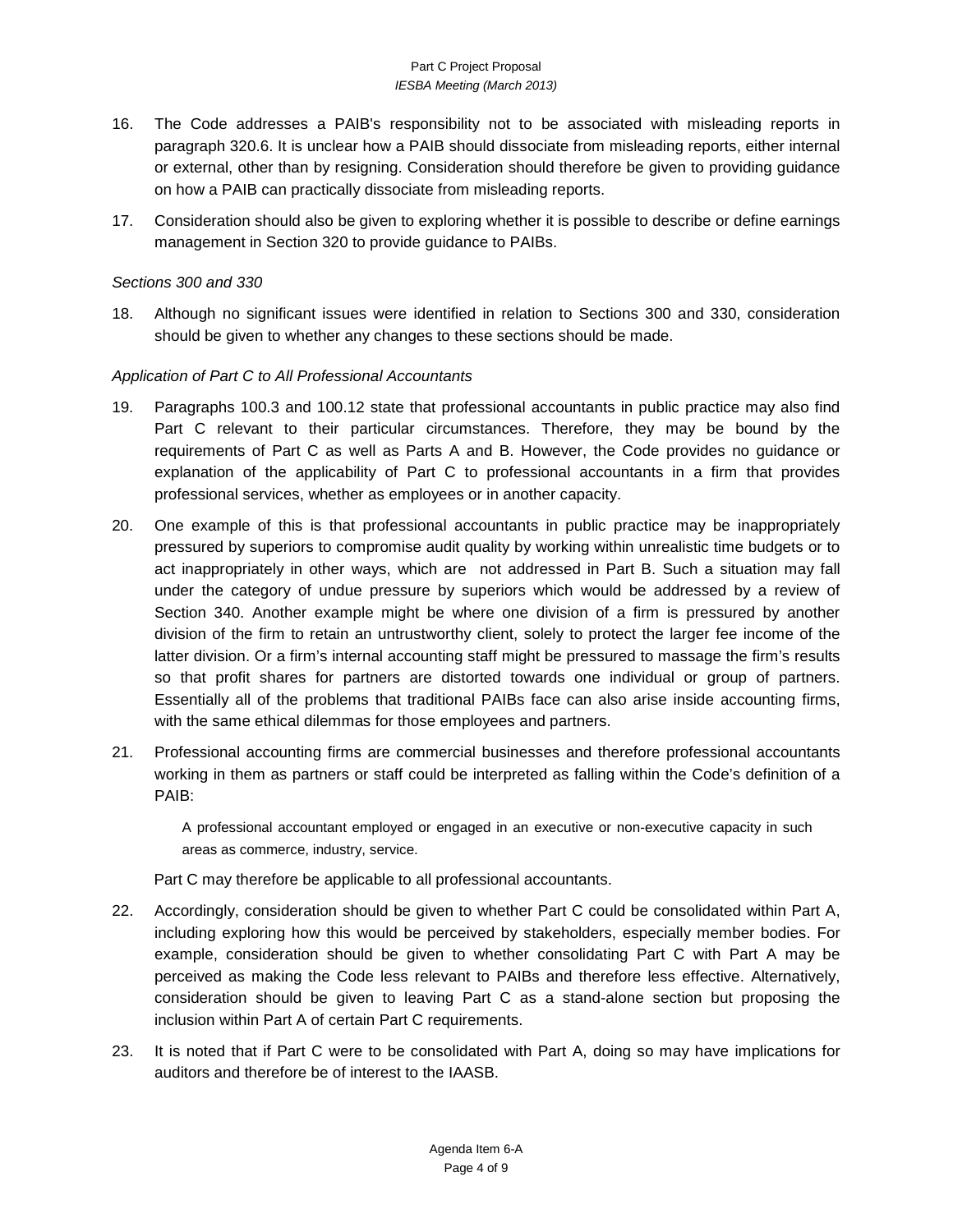16. The Code addresses a PAIB's responsibility not to be associated with misleading reports in paragraph 320.6. It is unclear how a PAIB should dissociate from misleading reports, either internal or external, other than by resigning. Consideration should therefore be given to providing guidance on how a PAIB can practically dissociate from misleading reports.

17. Consideration should also be given to exploring whether it is possible to describe or define earnings management in Section 320 to provide guidance to PAIBs.

*Sections 300 and 330*

18. Although no significant issues were identified in relation to Sections 300 and 330, consideration should be given to whether any changes to these sections should be made.

*Application of Part C to All Professional Accountants*

19. Paragraphs 100.3 and 100.12 state that professional accountants in public practice may also find Part C relevant to their particular circumstances. Therefore, they may be bound by the requirements of Part C as well as Parts A and B. However, the Code provides no guidance or explanation of the applicability of Part C to professional accountants in a firm that provides professional services, whether as employees or in another capacity.

20. One example of this is that professional accountants in public practice may be inappropriately pressured by superiors to compromise audit quality by working within unrealistic time budgets or to act inappropriately in other ways, which are not addressed in Part B. Such a situation may fall under the category of undue pressure by superiors which would be addressed by a review of Section 340. Another example might be where one division of a firm is pressured by another division of the firm to retain an untrustworthy client, solely to protect the larger fee income of the latter division. Or a firm's internal accounting staff might be pressured to massage the firm's results so that profit shares for partners are distorted towards one individual or group of partners. Essentially all of the problems that traditional PAIBs face can also arise inside accounting firms, with the same ethical dilemmas for those employees and partners.

21. Professional accounting firms are commercial businesses and therefore professional accountants working in them as partners or staff could be interpreted as falling within the Code's definition of a PAIB:

    A professional accountant employed or engaged in an executive or non-executive capacity in such areas as commerce, industry, service.

    Part C may therefore be applicable to all professional accountants.

22. Accordingly, consideration should be given to whether Part C could be consolidated within Part A, including exploring how this would be perceived by stakeholders, especially member bodies. For example, consideration should be given to whether consolidating Part C with Part A may be perceived as making the Code less relevant to PAIBs and therefore less effective. Alternatively, consideration should be given to leaving Part C as a stand-alone section but proposing the inclusion within Part A of certain Part C requirements.

23. It is noted that if Part C were to be consolidated with Part A, doing so may have implications for auditors and therefore be of interest to the IAASB.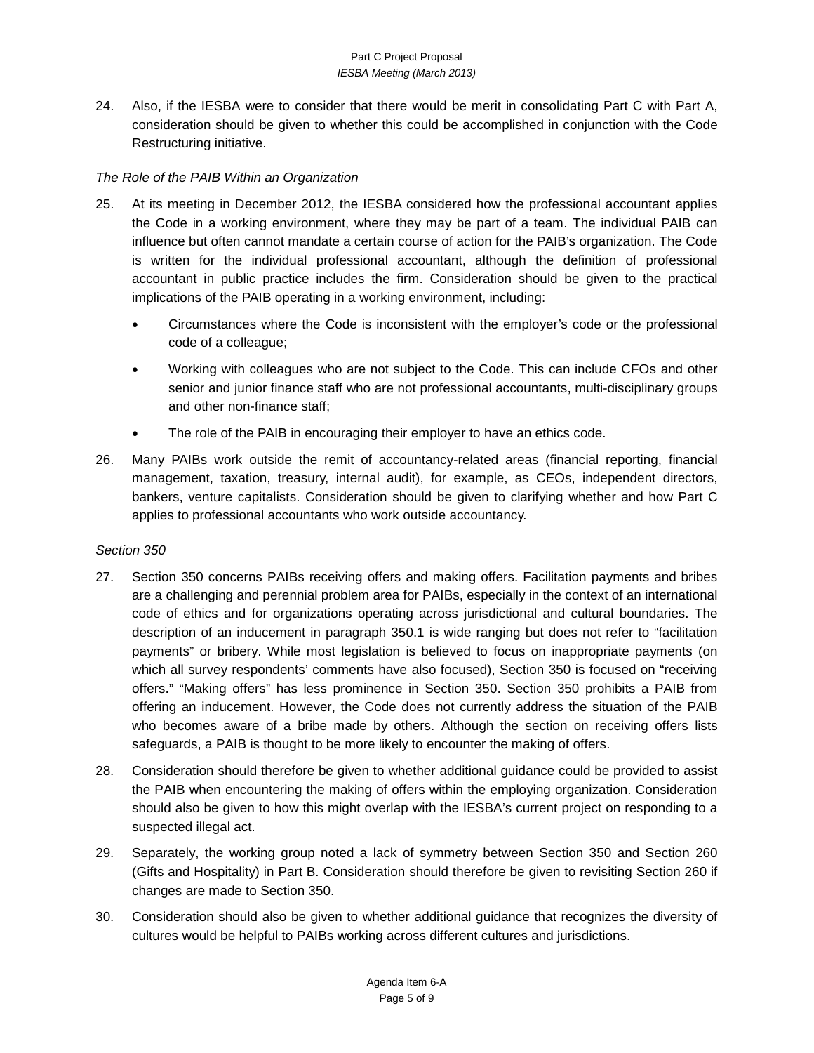24. Also, if the IESBA were to consider that there would be merit in consolidating Part C with Part A, consideration should be given to whether this could be accomplished in conjunction with the Code Restructuring initiative.

*The Role of the PAIB Within an Organization*

25. At its meeting in December 2012, the IESBA considered how the professional accountant applies the Code in a working environment, where they may be part of a team. The individual PAIB can influence but often cannot mandate a certain course of action for the PAIB's organization. The Code is written for the individual professional accountant, although the definition of professional accountant in public practice includes the firm. Consideration should be given to the practical implications of the PAIB operating in a working environment, including:

   - Circumstances where the Code is inconsistent with the employer's code or the professional code of a colleague;
   - Working with colleagues who are not subject to the Code. This can include CFOs and other senior and junior finance staff who are not professional accountants, multi-disciplinary groups and other non-finance staff;
   - The role of the PAIB in encouraging their employer to have an ethics code.

26. Many PAIBs work outside the remit of accountancy-related areas (financial reporting, financial management, taxation, treasury, internal audit), for example, as CEOs, independent directors, bankers, venture capitalists. Consideration should be given to clarifying whether and how Part C applies to professional accountants who work outside accountancy.

*Section 350*

27. Section 350 concerns PAIBs receiving offers and making offers. Facilitation payments and bribes are a challenging and perennial problem area for PAIBs, especially in the context of an international code of ethics and for organizations operating across jurisdictional and cultural boundaries. The description of an inducement in paragraph 350.1 is wide ranging but does not refer to "facilitation payments" or bribery. While most legislation is believed to focus on inappropriate payments (on which all survey respondents' comments have also focused), Section 350 is focused on "receiving offers." "Making offers" has less prominence in Section 350. Section 350 prohibits a PAIB from offering an inducement. However, the Code does not currently address the situation of the PAIB who becomes aware of a bribe made by others. Although the section on receiving offers lists safeguards, a PAIB is thought to be more likely to encounter the making of offers.

28. Consideration should therefore be given to whether additional guidance could be provided to assist the PAIB when encountering the making of offers within the employing organization. Consideration should also be given to how this might overlap with the IESBA's current project on responding to a suspected illegal act.

29. Separately, the working group noted a lack of symmetry between Section 350 and Section 260 (Gifts and Hospitality) in Part B. Consideration should therefore be given to revisiting Section 260 if changes are made to Section 350.

30. Consideration should also be given to whether additional guidance that recognizes the diversity of cultures would be helpful to PAIBs working across different cultures and jurisdictions.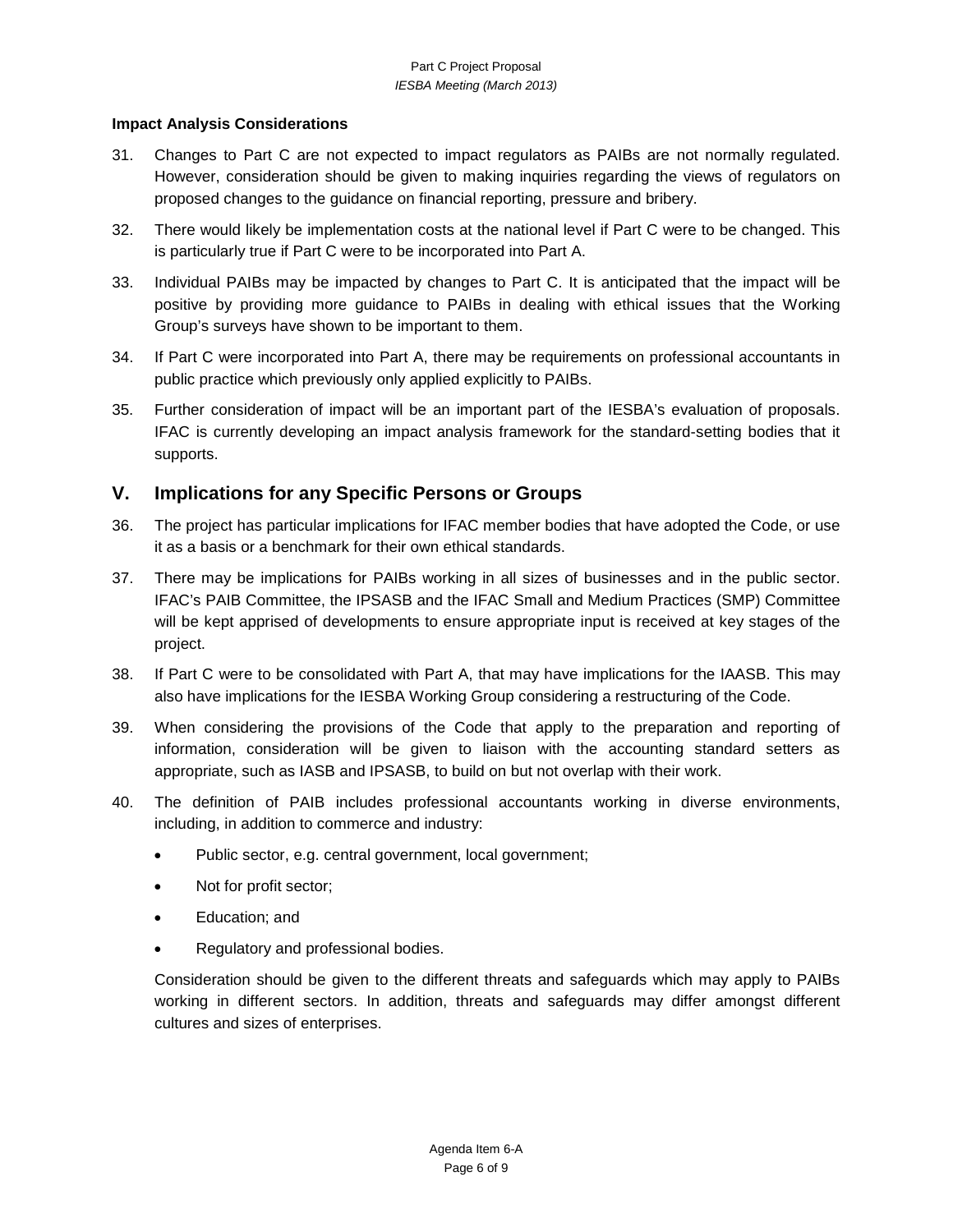**Impact Analysis Considerations**

31. Changes to Part C are not expected to impact regulators as PAIBs are not normally regulated. However, consideration should be given to making inquiries regarding the views of regulators on proposed changes to the guidance on financial reporting, pressure and bribery.

32. There would likely be implementation costs at the national level if Part C were to be changed. This is particularly true if Part C were to be incorporated into Part A.

33. Individual PAIBs may be impacted by changes to Part C. It is anticipated that the impact will be positive by providing more guidance to PAIBs in dealing with ethical issues that the Working Group's surveys have shown to be important to them.

34. If Part C were incorporated into Part A, there may be requirements on professional accountants in public practice which previously only applied explicitly to PAIBs.

35. Further consideration of impact will be an important part of the IESBA's evaluation of proposals. IFAC is currently developing an impact analysis framework for the standard-setting bodies that it supports.

## V. Implications for any Specific Persons or Groups

36. The project has particular implications for IFAC member bodies that have adopted the Code, or use it as a basis or a benchmark for their own ethical standards.

37. There may be implications for PAIBs working in all sizes of businesses and in the public sector. IFAC's PAIB Committee, the IPSASB and the IFAC Small and Medium Practices (SMP) Committee will be kept apprised of developments to ensure appropriate input is received at key stages of the project.

38. If Part C were to be consolidated with Part A, that may have implications for the IAASB. This may also have implications for the IESBA Working Group considering a restructuring of the Code.

39. When considering the provisions of the Code that apply to the preparation and reporting of information, consideration will be given to liaison with the accounting standard setters as appropriate, such as IASB and IPSASB, to build on but not overlap with their work.

40. The definition of PAIB includes professional accountants working in diverse environments, including, in addition to commerce and industry:

    - Public sector, e.g. central government, local government;
    - Not for profit sector;
    - Education; and
    - Regulatory and professional bodies.

    Consideration should be given to the different threats and safeguards which may apply to PAIBs working in different sectors. In addition, threats and safeguards may differ amongst different cultures and sizes of enterprises.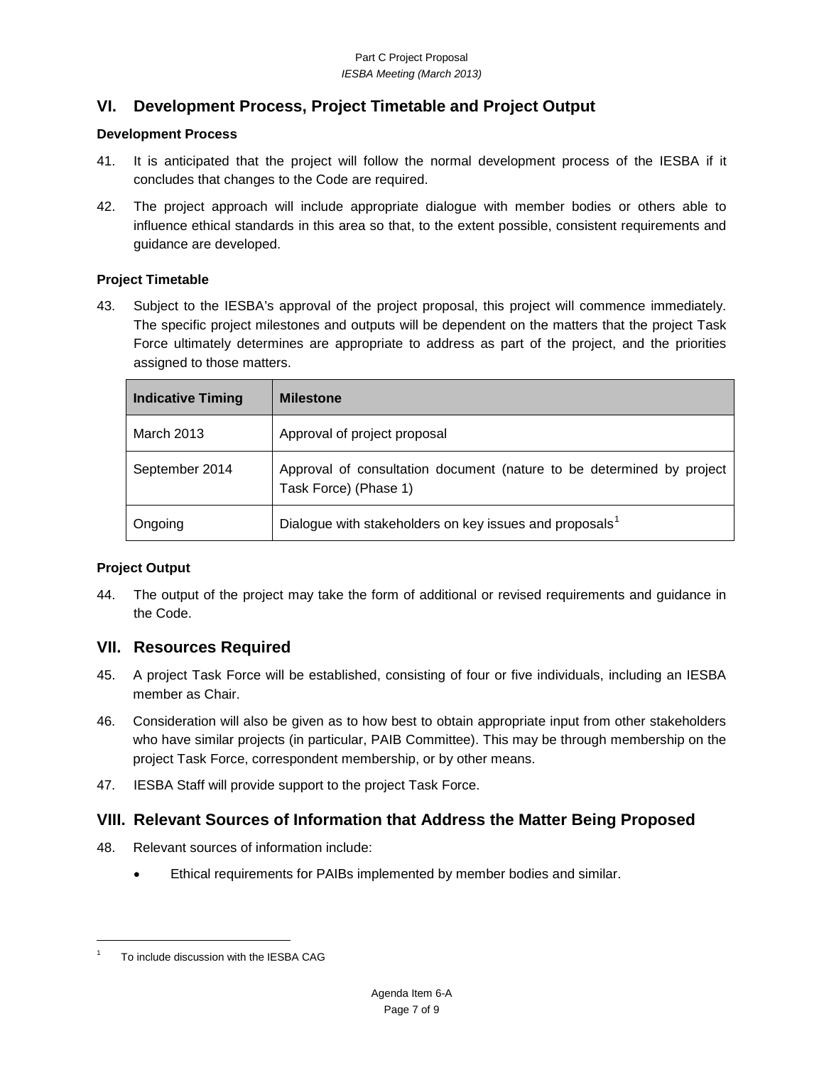## VI. Development Process, Project Timetable and Project Output

### Development Process

41. It is anticipated that the project will follow the normal development process of the IESBA if it concludes that changes to the Code are required.

42. The project approach will include appropriate dialogue with member bodies or others able to influence ethical standards in this area so that, to the extent possible, consistent requirements and guidance are developed.

### Project Timetable

43. Subject to the IESBA's approval of the project proposal, this project will commence immediately. The specific project milestones and outputs will be dependent on the matters that the project Task Force ultimately determines are appropriate to address as part of the project, and the priorities assigned to those matters.

| Indicative Timing | Milestone |
| --- | --- |
| March 2013 | Approval of project proposal |
| September 2014 | Approval of consultation document (nature to be determined by project Task Force) (Phase 1) |
| Ongoing | Dialogue with stakeholders on key issues and proposals[1] |

### Project Output

44. The output of the project may take the form of additional or revised requirements and guidance in the Code.

## VII. Resources Required

45. A project Task Force will be established, consisting of four or five individuals, including an IESBA member as Chair.

46. Consideration will also be given as to how best to obtain appropriate input from other stakeholders who have similar projects (in particular, PAIB Committee). This may be through membership on the project Task Force, correspondent membership, or by other means.

47. IESBA Staff will provide support to the project Task Force.

## VIII. Relevant Sources of Information that Address the Matter Being Proposed

48. Relevant sources of information include:

    - Ethical requirements for PAIBs implemented by member bodies and similar.

---

[1] To include discussion with the IESBA CAG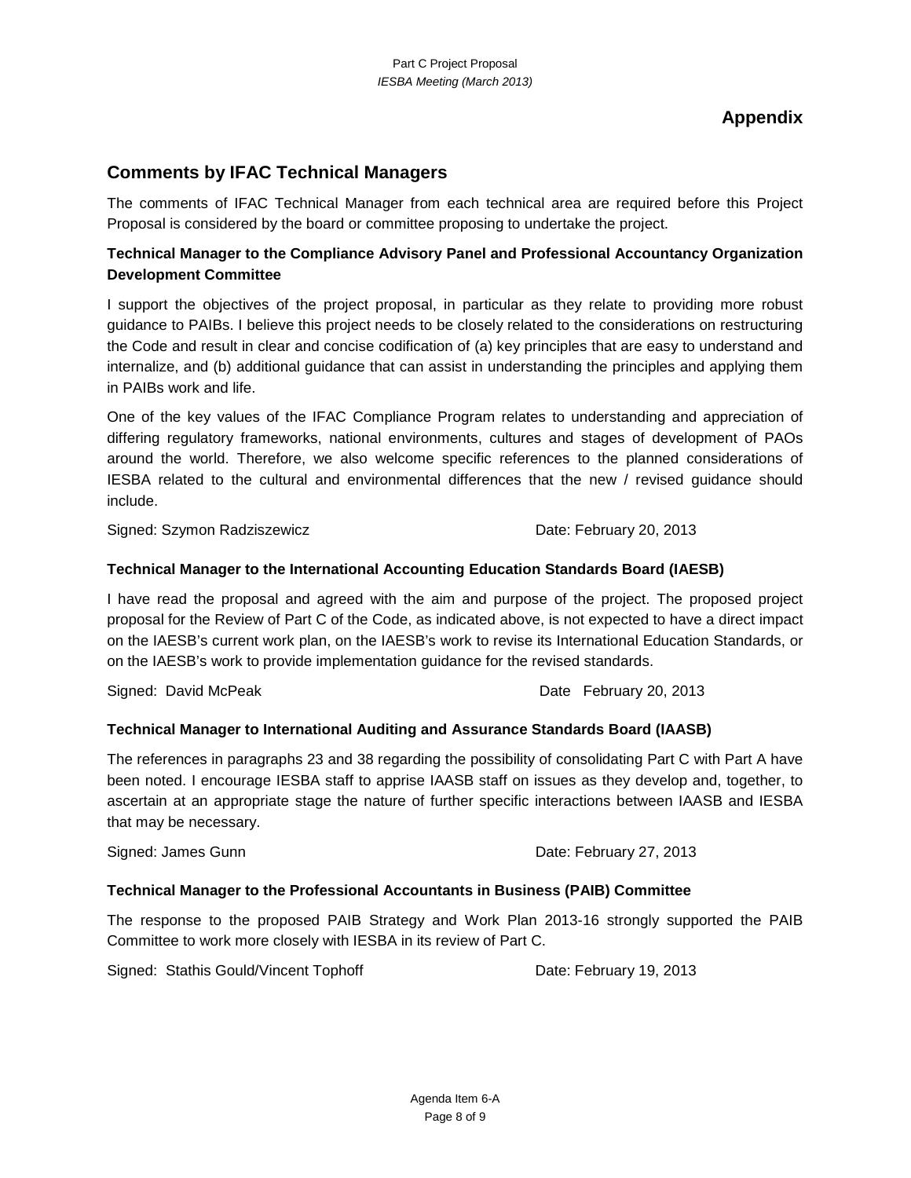## Appendix

## Comments by IFAC Technical Managers

The comments of IFAC Technical Manager from each technical area are required before this Project Proposal is considered by the board or committee proposing to undertake the project.

### Technical Manager to the Compliance Advisory Panel and Professional Accountancy Organization Development Committee

I support the objectives of the project proposal, in particular as they relate to providing more robust guidance to PAIBs. I believe this project needs to be closely related to the considerations on restructuring the Code and result in clear and concise codification of (a) key principles that are easy to understand and internalize, and (b) additional guidance that can assist in understanding the principles and applying them in PAIBs work and life.

One of the key values of the IFAC Compliance Program relates to understanding and appreciation of differing regulatory frameworks, national environments, cultures and stages of development of PAOs around the world. Therefore, we also welcome specific references to the planned considerations of IESBA related to the cultural and environmental differences that the new / revised guidance should include.

Signed: Szymon Radziszewicz    Date: February 20, 2013

### Technical Manager to the International Accounting Education Standards Board (IAESB)

I have read the proposal and agreed with the aim and purpose of the project. The proposed project proposal for the Review of Part C of the Code, as indicated above, is not expected to have a direct impact on the IAESB's current work plan, on the IAESB's work to revise its International Education Standards, or on the IAESB's work to provide implementation guidance for the revised standards.

Signed: David McPeak    Date February 20, 2013

### Technical Manager to International Auditing and Assurance Standards Board (IAASB)

The references in paragraphs 23 and 38 regarding the possibility of consolidating Part C with Part A have been noted. I encourage IESBA staff to apprise IAASB staff on issues as they develop and, together, to ascertain at an appropriate stage the nature of further specific interactions between IAASB and IESBA that may be necessary.

Signed: James Gunn    Date: February 27, 2013

### Technical Manager to the Professional Accountants in Business (PAIB) Committee

The response to the proposed PAIB Strategy and Work Plan 2013-16 strongly supported the PAIB Committee to work more closely with IESBA in its review of Part C.

Signed: Stathis Gould/Vincent Tophoff    Date: February 19, 2013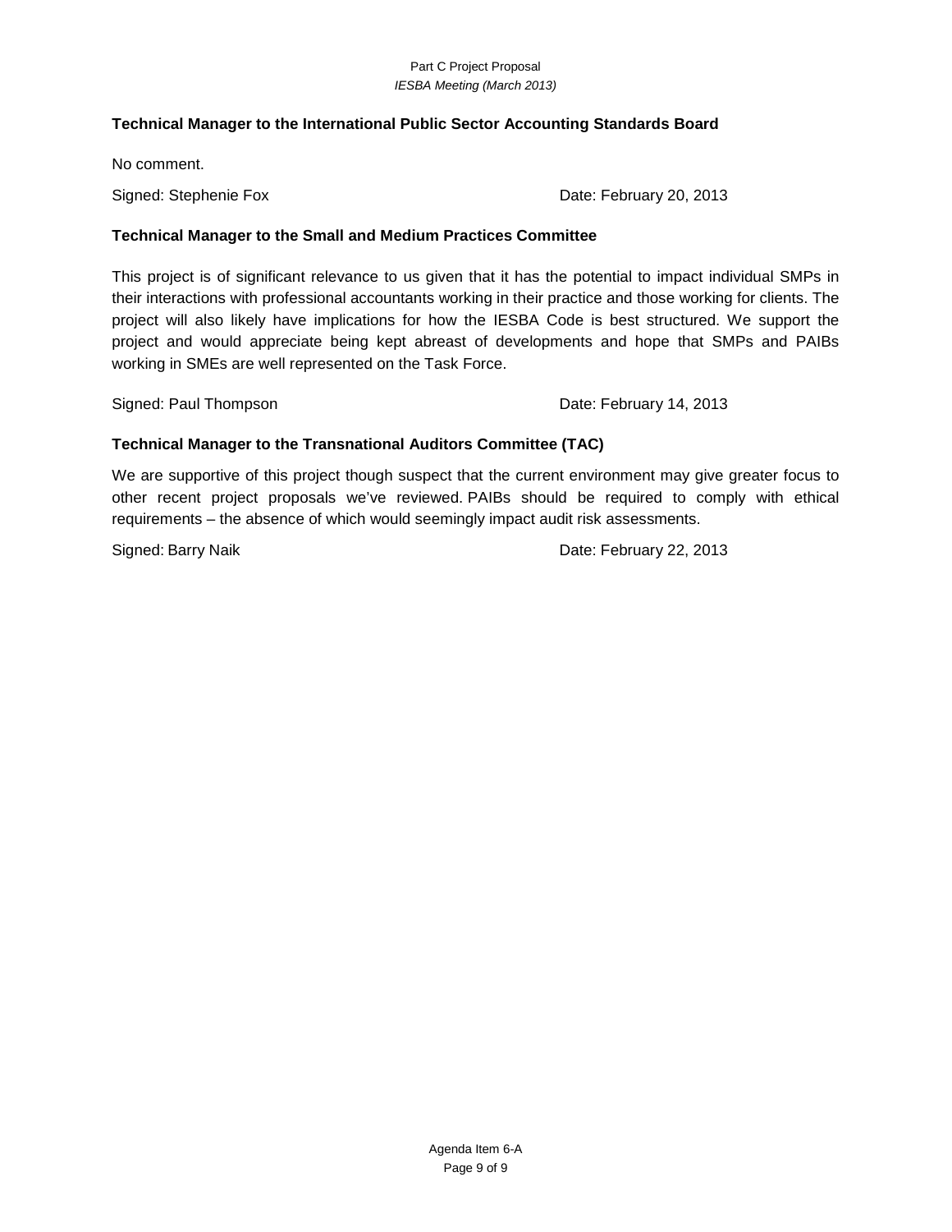### Technical Manager to the International Public Sector Accounting Standards Board

No comment.

Signed: Stephenie Fox Date: February 20, 2013

### Technical Manager to the Small and Medium Practices Committee

This project is of significant relevance to us given that it has the potential to impact individual SMPs in their interactions with professional accountants working in their practice and those working for clients. The project will also likely have implications for how the IESBA Code is best structured. We support the project and would appreciate being kept abreast of developments and hope that SMPs and PAIBs working in SMEs are well represented on the Task Force.

Signed: Paul Thompson Date: February 14, 2013

### Technical Manager to the Transnational Auditors Committee (TAC)

We are supportive of this project though suspect that the current environment may give greater focus to other recent project proposals we've reviewed. PAIBs should be required to comply with ethical requirements – the absence of which would seemingly impact audit risk assessments.

Signed: Barry Naik Date: February 22, 2013